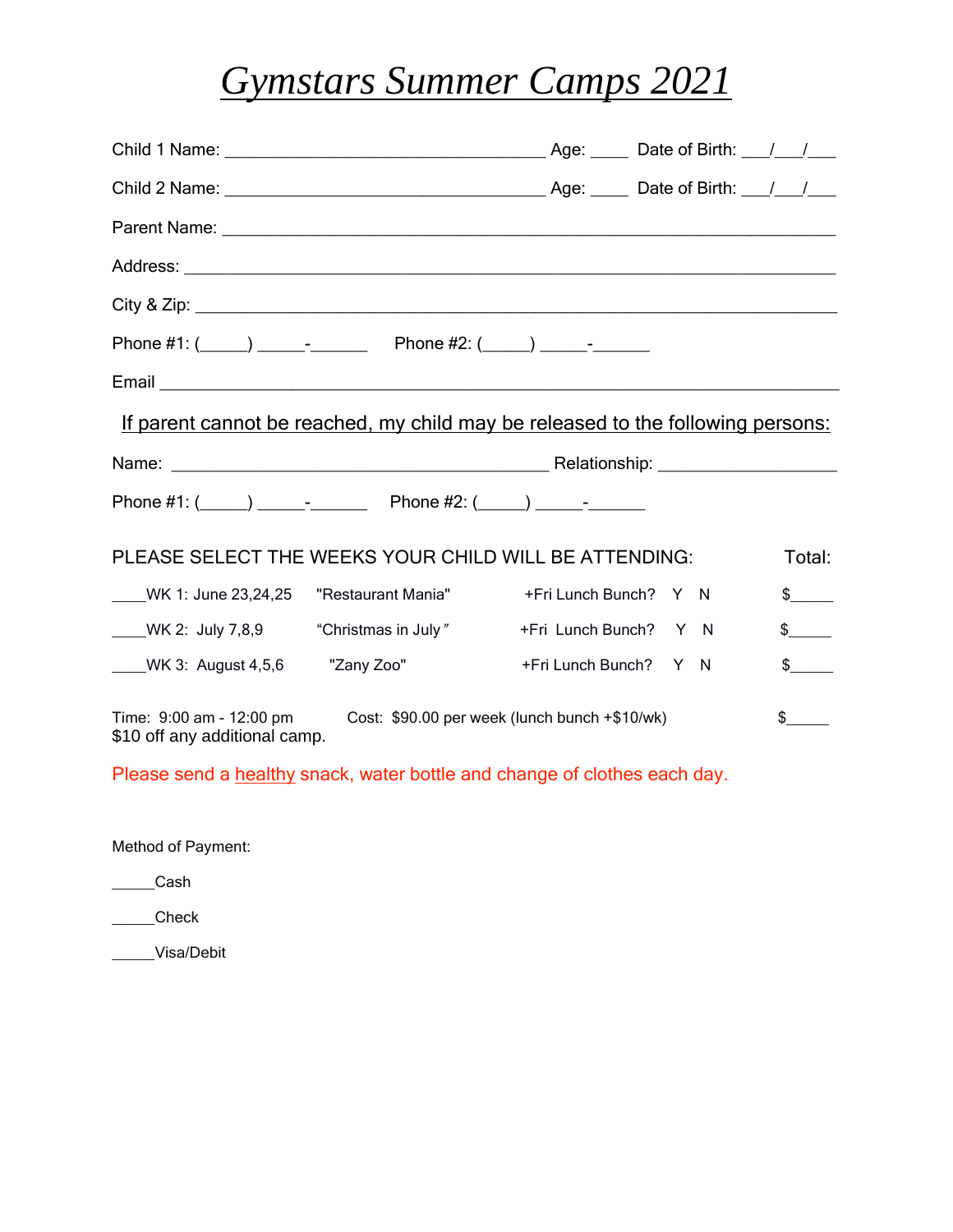# *Gymstars Summer Camps 2021*

Child 1 Name: ___________________________________ Age: ____ Date of Birth: ___/___/___

Child 2 Name: ___________________________________ Age: ____ Date of Birth: ___/___/___

Parent Name: _______________________________________________________________

Address: __________________________________________________________________

City & Zip: ________________________________________________________________

Phone #1: (_____) _____-______ Phone #2: (_____) _____-______

Email _____________________________________________________________________

If parent cannot be reached, my child may be released to the following persons:

Name: ________________________________________ Relationship: __________________

Phone #1: (_____) _____-______ Phone #2: (_____) _____-______

PLEASE SELECT THE WEEKS YOUR CHILD WILL BE ATTENDING: Total:

| | | | | |
|---|---|---|---|---|
| ____WK 1: June 23,24,25 | "Restaurant Mania" | +Fri Lunch Bunch? | Y N | $_____ |
| ____WK 2: July 7,8,9 | "Christmas in July" | +Fri Lunch Bunch? | Y N | $_____ |
| ____WK 3: August 4,5,6 | "Zany Zoo" | +Fri Lunch Bunch? | Y N | $_____ |

Time: 9:00 am - 12:00 pm Cost: $90.00 per week (lunch bunch +$10/wk) $_____

$10 off any additional camp.

Please send a healthy snack, water bottle and change of clothes each day.

Method of Payment:

_____Cash

_____Check

_____Visa/Debit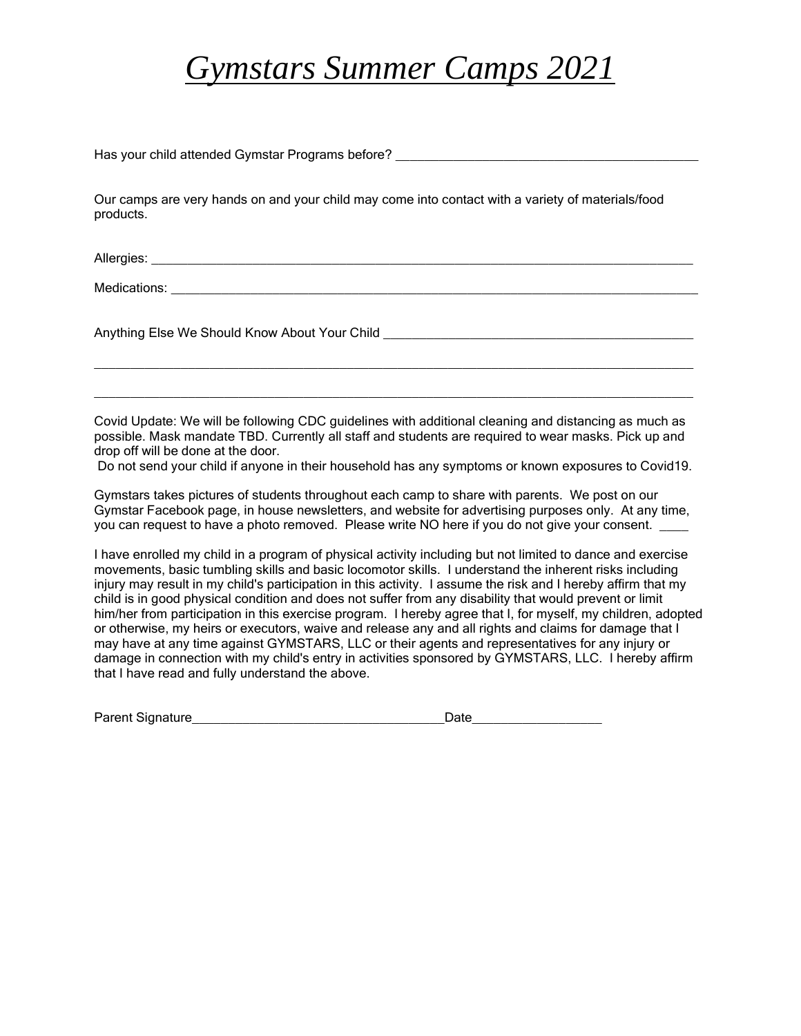# *Gymstars Summer Camps 2021*

Has your child attended Gymstar Programs before? ______________________________________________

Our camps are very hands on and your child may come into contact with a variety of materials/food products.

Allergies: ___________________________________________________________________________________

Medications: ________________________________________________________________________________

Anything Else We Should Know About Your Child ______________________________________________

_____________________________________________________________________________________________

_____________________________________________________________________________________________

Covid Update: We will be following CDC guidelines with additional cleaning and distancing as much as possible. Mask mandate TBD. Currently all staff and students are required to wear masks. Pick up and drop off will be done at the door.

Do not send your child if anyone in their household has any symptoms or known exposures to Covid19.

Gymstars takes pictures of students throughout each camp to share with parents. We post on our Gymstar Facebook page, in house newsletters, and website for advertising purposes only. At any time, you can request to have a photo removed. Please write NO here if you do not give your consent. ____

I have enrolled my child in a program of physical activity including but not limited to dance and exercise movements, basic tumbling skills and basic locomotor skills. I understand the inherent risks including injury may result in my child's participation in this activity. I assume the risk and I hereby affirm that my child is in good physical condition and does not suffer from any disability that would prevent or limit him/her from participation in this exercise program. I hereby agree that I, for myself, my children, adopted or otherwise, my heirs or executors, waive and release any and all rights and claims for damage that I may have at any time against GYMSTARS, LLC or their agents and representatives for any injury or damage in connection with my child's entry in activities sponsored by GYMSTARS, LLC. I hereby affirm that I have read and fully understand the above.

Parent Signature______________________________________Date___________________